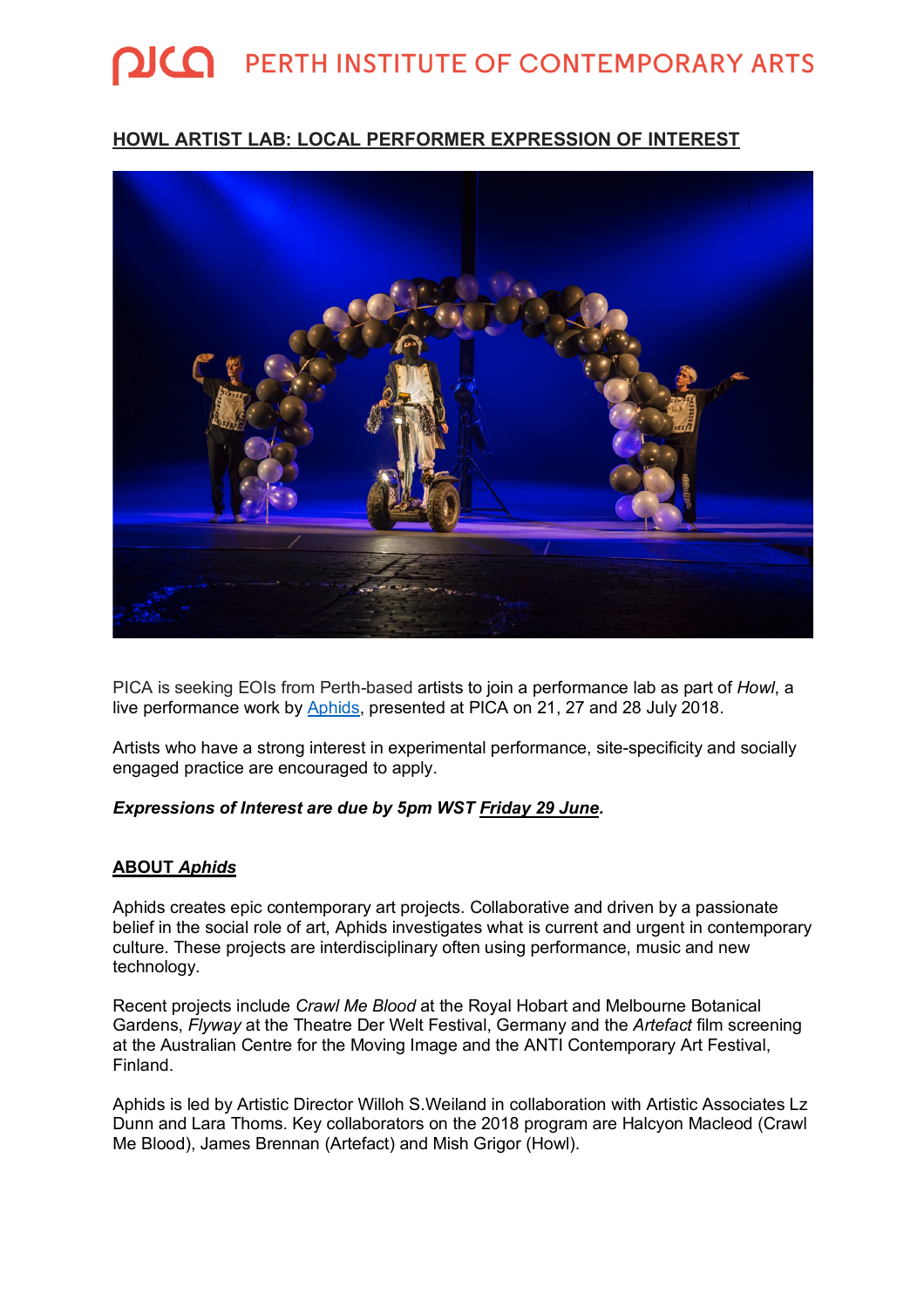# PERTH INSTITUTE OF CONTEMPORARY ARTS

## HOWL ARTIST LAB: LOCAL PERFORMER EXPRESSION OF INTEREST

PICA is seeking EOIs from Perth-based artists to join a performance lab as part of *Howl*, a live performance work by [Aphids](), presented at PICA on 21, 27 and 28 July 2018.

Artists who have a strong interest in experimental performance, site-specificity and socially engaged practice are encouraged to apply.

***Expressions of Interest are due by 5pm WST Friday 29 June.***

## ABOUT *Aphids*

Aphids creates epic contemporary art projects. Collaborative and driven by a passionate belief in the social role of art, Aphids investigates what is current and urgent in contemporary culture. These projects are interdisciplinary often using performance, music and new technology.

Recent projects include *Crawl Me Blood* at the Royal Hobart and Melbourne Botanical Gardens, *Flyway* at the Theatre Der Welt Festival, Germany and the *Artefact* film screening at the Australian Centre for the Moving Image and the ANTI Contemporary Art Festival, Finland.

Aphids is led by Artistic Director Willoh S.Weiland in collaboration with Artistic Associates Lz Dunn and Lara Thoms. Key collaborators on the 2018 program are Halcyon Macleod (Crawl Me Blood), James Brennan (Artefact) and Mish Grigor (Howl).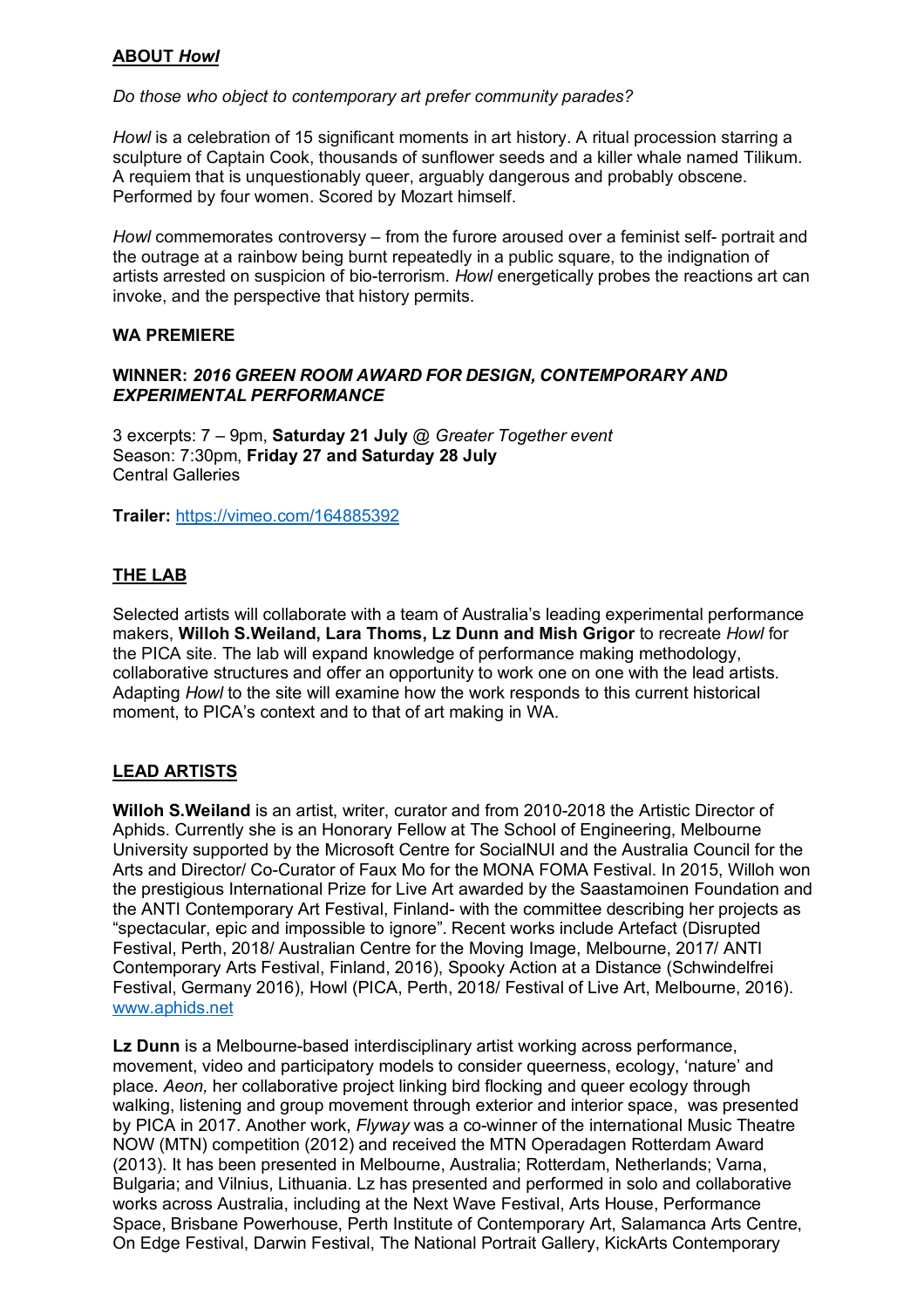## ABOUT *Howl*

*Do those who object to contemporary art prefer community parades?*

*Howl* is a celebration of 15 significant moments in art history. A ritual procession starring a sculpture of Captain Cook, thousands of sunflower seeds and a killer whale named Tilikum. A requiem that is unquestionably queer, arguably dangerous and probably obscene. Performed by four women. Scored by Mozart himself.

*Howl* commemorates controversy – from the furore aroused over a feminist self- portrait and the outrage at a rainbow being burnt repeatedly in a public square, to the indignation of artists arrested on suspicion of bio-terrorism. *Howl* energetically probes the reactions art can invoke, and the perspective that history permits.

**WA PREMIERE**

**WINNER: *2016 GREEN ROOM AWARD FOR DESIGN, CONTEMPORARY AND EXPERIMENTAL PERFORMANCE***

3 excerpts: 7 – 9pm, **Saturday 21 July** @ *Greater Together event*
Season: 7:30pm, **Friday 27 and Saturday 28 July**
Central Galleries

**Trailer:** https://vimeo.com/164885392

## THE LAB

Selected artists will collaborate with a team of Australia's leading experimental performance makers, **Willoh S.Weiland, Lara Thoms, Lz Dunn and Mish Grigor** to recreate *Howl* for the PICA site. The lab will expand knowledge of performance making methodology, collaborative structures and offer an opportunity to work one on one with the lead artists. Adapting *Howl* to the site will examine how the work responds to this current historical moment, to PICA's context and to that of art making in WA.

## LEAD ARTISTS

**Willoh S.Weiland** is an artist, writer, curator and from 2010-2018 the Artistic Director of Aphids. Currently she is an Honorary Fellow at The School of Engineering, Melbourne University supported by the Microsoft Centre for SocialNUI and the Australia Council for the Arts and Director/ Co-Curator of Faux Mo for the MONA FOMA Festival. In 2015, Willoh won the prestigious International Prize for Live Art awarded by the Saastamoinen Foundation and the ANTI Contemporary Art Festival, Finland- with the committee describing her projects as "spectacular, epic and impossible to ignore". Recent works include Artefact (Disrupted Festival, Perth, 2018/ Australian Centre for the Moving Image, Melbourne, 2017/ ANTI Contemporary Arts Festival, Finland, 2016), Spooky Action at a Distance (Schwindelfrei Festival, Germany 2016), Howl (PICA, Perth, 2018/ Festival of Live Art, Melbourne, 2016). www.aphids.net

**Lz Dunn** is a Melbourne-based interdisciplinary artist working across performance, movement, video and participatory models to consider queerness, ecology, 'nature' and place. *Aeon,* her collaborative project linking bird flocking and queer ecology through walking, listening and group movement through exterior and interior space, was presented by PICA in 2017. Another work, *Flyway* was a co-winner of the international Music Theatre NOW (MTN) competition (2012) and received the MTN Operadagen Rotterdam Award (2013). It has been presented in Melbourne, Australia; Rotterdam, Netherlands; Varna, Bulgaria; and Vilnius, Lithuania. Lz has presented and performed in solo and collaborative works across Australia, including at the Next Wave Festival, Arts House, Performance Space, Brisbane Powerhouse, Perth Institute of Contemporary Art, Salamanca Arts Centre, On Edge Festival, Darwin Festival, The National Portrait Gallery, KickArts Contemporary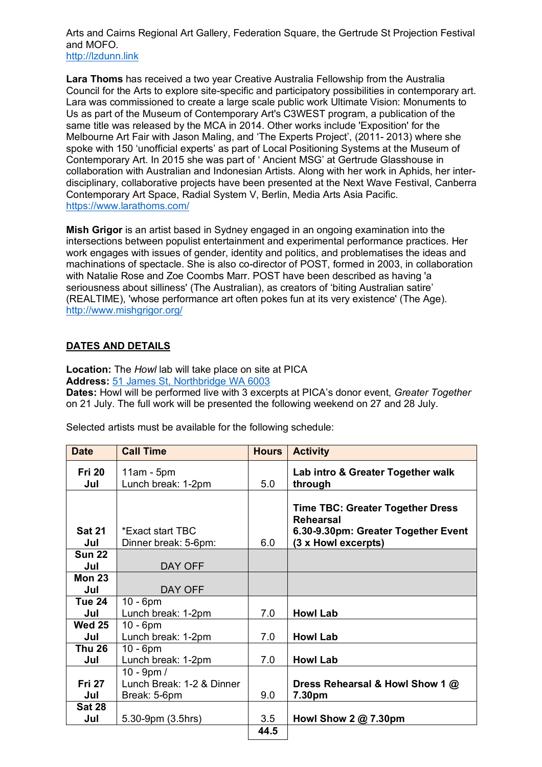Arts and Cairns Regional Art Gallery, Federation Square, the Gertrude St Projection Festival and MOFO.
http://lzdunn.link

**Lara Thoms** has received a two year Creative Australia Fellowship from the Australia Council for the Arts to explore site-specific and participatory possibilities in contemporary art. Lara was commissioned to create a large scale public work Ultimate Vision: Monuments to Us as part of the Museum of Contemporary Art's C3WEST program, a publication of the same title was released by the MCA in 2014. Other works include 'Exposition' for the Melbourne Art Fair with Jason Maling, and 'The Experts Project', (2011- 2013) where she spoke with 150 'unofficial experts' as part of Local Positioning Systems at the Museum of Contemporary Art. In 2015 she was part of ' Ancient MSG' at Gertrude Glasshouse in collaboration with Australian and Indonesian Artists. Along with her work in Aphids, her inter-disciplinary, collaborative projects have been presented at the Next Wave Festival, Canberra Contemporary Art Space, Radial System V, Berlin, Media Arts Asia Pacific.
https://www.larathoms.com/

**Mish Grigor** is an artist based in Sydney engaged in an ongoing examination into the intersections between populist entertainment and experimental performance practices. Her work engages with issues of gender, identity and politics, and problematises the ideas and machinations of spectacle. She is also co-director of POST, formed in 2003, in collaboration with Natalie Rose and Zoe Coombs Marr. POST have been described as having 'a seriousness about silliness' (The Australian), as creators of 'biting Australian satire' (REALTIME), 'whose performance art often pokes fun at its very existence' (The Age).
http://www.mishgrigor.org/

## DATES AND DETAILS

**Location:** The *Howl* lab will take place on site at PICA
**Address:** 51 James St, Northbridge WA 6003
**Dates:** Howl will be performed live with 3 excerpts at PICA's donor event, *Greater Together* on 21 July. The full work will be presented the following weekend on 27 and 28 July.

Selected artists must be available for the following schedule:

| Date | Call Time | Hours | Activity |
|---|---|---|---|
| Fri 20 Jul | 11am - 5pm<br>Lunch break: 1-2pm | 5.0 | **Lab intro & Greater Together walk through** |
| Sat 21 Jul | *Exact start TBC<br>Dinner break: 5-6pm: | 6.0 | **Time TBC: Greater Together Dress Rehearsal<br>6.30-9.30pm: Greater Together Event (3 x Howl excerpts)** |
| Sun 22 Jul | DAY OFF | | |
| Mon 23 Jul | DAY OFF | | |
| Tue 24 Jul | 10 - 6pm<br>Lunch break: 1-2pm | 7.0 | **Howl Lab** |
| Wed 25 Jul | 10 - 6pm<br>Lunch break: 1-2pm | 7.0 | **Howl Lab** |
| Thu 26 Jul | 10 - 6pm<br>Lunch break: 1-2pm | 7.0 | **Howl Lab** |
| Fri 27 Jul | 10 - 9pm /<br>Lunch Break: 1-2 & Dinner Break: 5-6pm | 9.0 | **Dress Rehearsal & Howl Show 1 @ 7.30pm** |
| Sat 28 Jul | 5.30-9pm (3.5hrs) | 3.5 | **Howl Show 2 @ 7.30pm** |
| | | **44.5** | |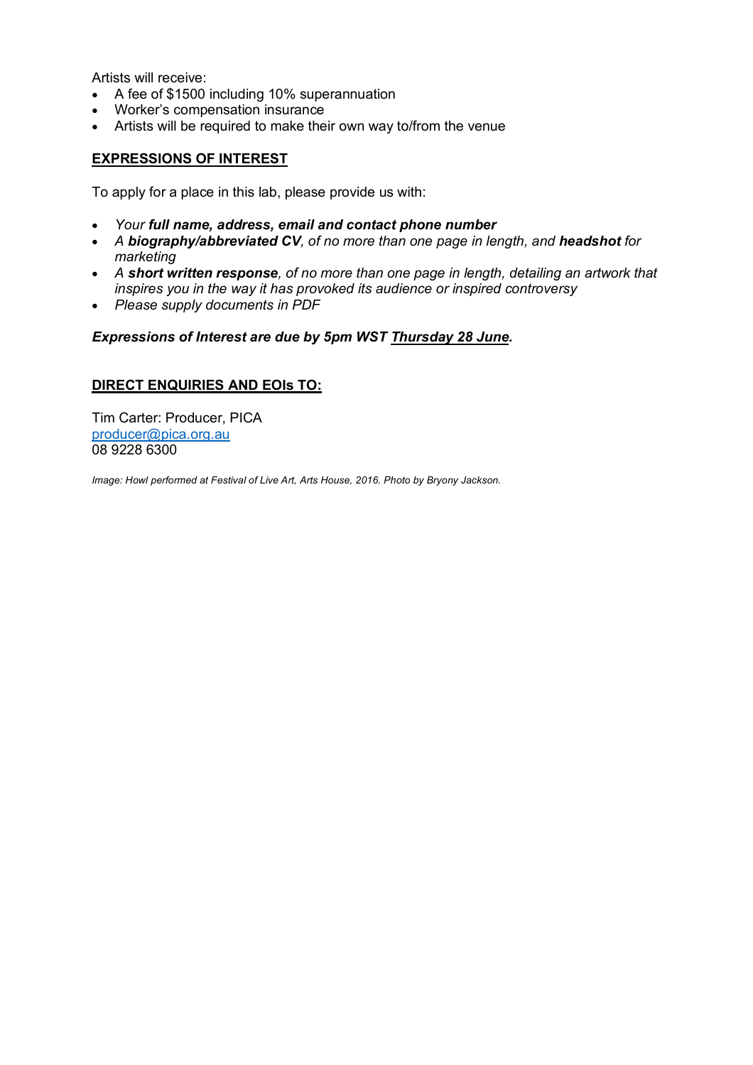Artists will receive:

- A fee of $1500 including 10% superannuation
- Worker's compensation insurance
- Artists will be required to make their own way to/from the venue

## EXPRESSIONS OF INTEREST

To apply for a place in this lab, please provide us with:

- *Your **full name, address, email and contact phone number***
- *A **biography/abbreviated CV**, of no more than one page in length, and **headshot** for marketing*
- *A **short written response**, of no more than one page in length, detailing an artwork that inspires you in the way it has provoked its audience or inspired controversy*
- *Please supply documents in PDF*

***Expressions of Interest are due by 5pm WST Thursday 28 June.***

## DIRECT ENQUIRIES AND EOIs TO:

Tim Carter: Producer, PICA
producer@pica.org.au
08 9228 6300

*Image: Howl performed at Festival of Live Art, Arts House, 2016. Photo by Bryony Jackson.*